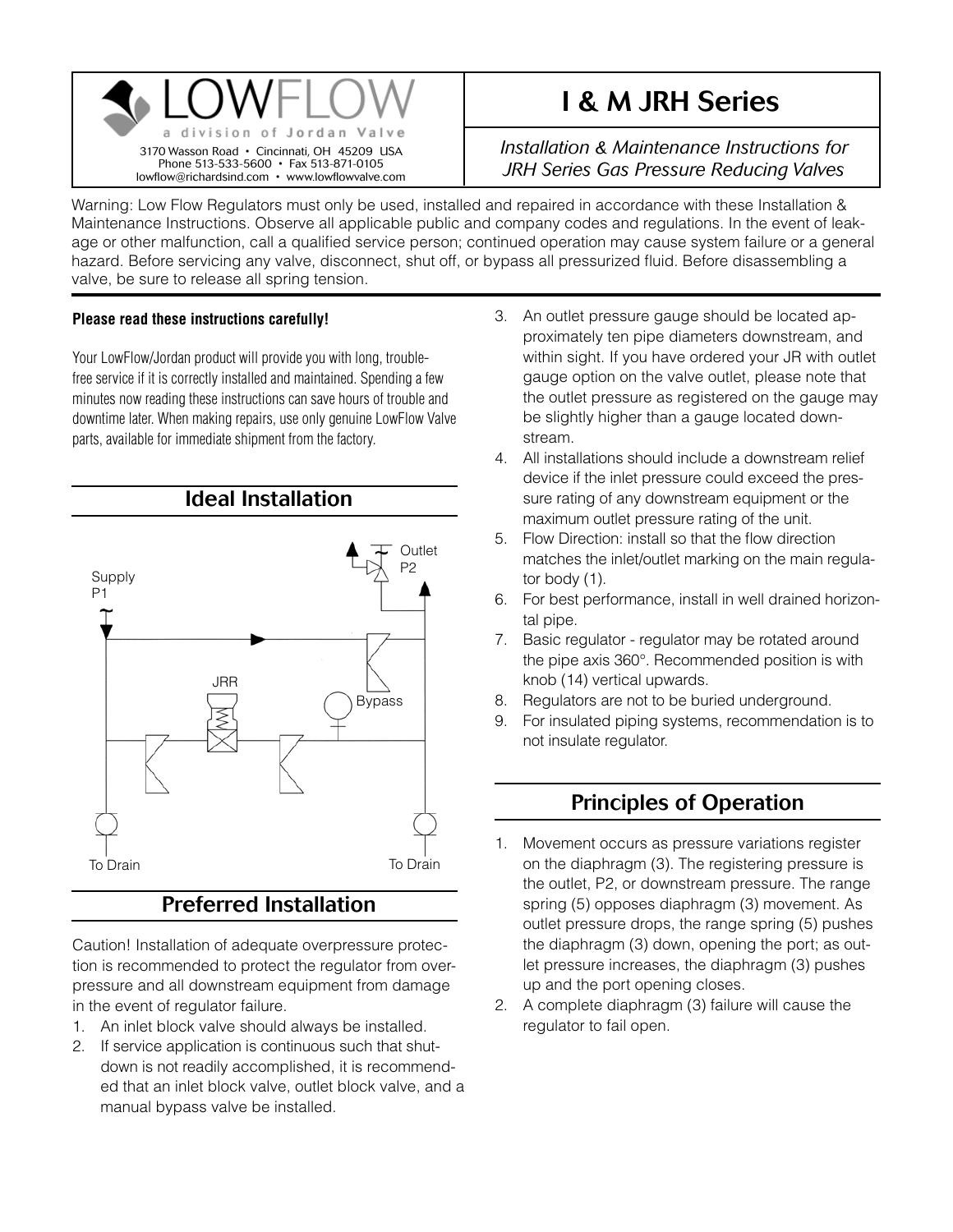LOWFLOW

a division of Jordan Valve

3170 Wasson Road • Cincinnati, OH 45209 USA
Phone 513-533-5600 • Fax 513-871-0105
lowflow@richardsind.com • www.lowflowvalve.com

# I & M JRH Series

*Installation & Maintenance Instructions for JRH Series Gas Pressure Reducing Valves*

Warning: Low Flow Regulators must only be used, installed and repaired in accordance with these Installation & Maintenance Instructions. Observe all applicable public and company codes and regulations. In the event of leakage or other malfunction, call a qualified service person; continued operation may cause system failure or a general hazard. Before servicing any valve, disconnect, shut off, or bypass all pressurized fluid. Before disassembling a valve, be sure to release all spring tension.

**Please read these instructions carefully!**

Your LowFlow/Jordan product will provide you with long, trouble-free service if it is correctly installed and maintained. Spending a few minutes now reading these instructions can save hours of trouble and downtime later. When making repairs, use only genuine LowFlow Valve parts, available for immediate shipment from the factory.

## Ideal Installation

Supply P1 — JRR — Bypass — Outlet P2 — To Drain — To Drain

## Preferred Installation

Caution! Installation of adequate overpressure protection is recommended to protect the regulator from overpressure and all downstream equipment from damage in the event of regulator failure.

1. An inlet block valve should always be installed.
2. If service application is continuous such that shutdown is not readily accomplished, it is recommended that an inlet block valve, outlet block valve, and a manual bypass valve be installed.
3. An outlet pressure gauge should be located approximately ten pipe diameters downstream, and within sight. If you have ordered your JR with outlet gauge option on the valve outlet, please note that the outlet pressure as registered on the gauge may be slightly higher than a gauge located downstream.
4. All installations should include a downstream relief device if the inlet pressure could exceed the pressure rating of any downstream equipment or the maximum outlet pressure rating of the unit.
5. Flow Direction: install so that the flow direction matches the inlet/outlet marking on the main regulator body (1).
6. For best performance, install in well drained horizontal pipe.
7. Basic regulator - regulator may be rotated around the pipe axis 360°. Recommended position is with knob (14) vertical upwards.
8. Regulators are not to be buried underground.
9. For insulated piping systems, recommendation is to not insulate regulator.

## Principles of Operation

1. Movement occurs as pressure variations register on the diaphragm (3). The registering pressure is the outlet, P2, or downstream pressure. The range spring (5) opposes diaphragm (3) movement. As outlet pressure drops, the range spring (5) pushes the diaphragm (3) down, opening the port; as outlet pressure increases, the diaphragm (3) pushes up and the port opening closes.
2. A complete diaphragm (3) failure will cause the regulator to fail open.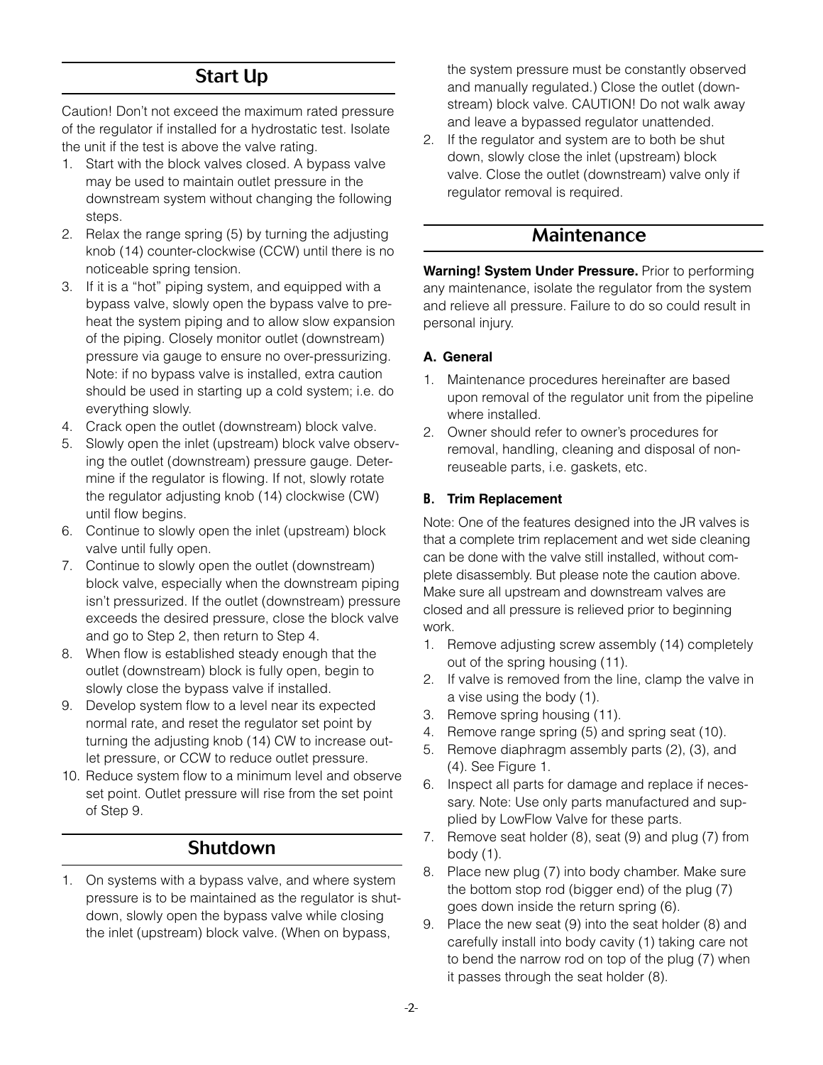## Start Up

Caution! Don't not exceed the maximum rated pressure of the regulator if installed for a hydrostatic test. Isolate the unit if the test is above the valve rating.

1. Start with the block valves closed. A bypass valve may be used to maintain outlet pressure in the downstream system without changing the following steps.
2. Relax the range spring (5) by turning the adjusting knob (14) counter-clockwise (CCW) until there is no noticeable spring tension.
3. If it is a "hot" piping system, and equipped with a bypass valve, slowly open the bypass valve to pre-heat the system piping and to allow slow expansion of the piping. Closely monitor outlet (downstream) pressure via gauge to ensure no over-pressurizing. Note: if no bypass valve is installed, extra caution should be used in starting up a cold system; i.e. do everything slowly.
4. Crack open the outlet (downstream) block valve.
5. Slowly open the inlet (upstream) block valve observing the outlet (downstream) pressure gauge. Determine if the regulator is flowing. If not, slowly rotate the regulator adjusting knob (14) clockwise (CW) until flow begins.
6. Continue to slowly open the inlet (upstream) block valve until fully open.
7. Continue to slowly open the outlet (downstream) block valve, especially when the downstream piping isn't pressurized. If the outlet (downstream) pressure exceeds the desired pressure, close the block valve and go to Step 2, then return to Step 4.
8. When flow is established steady enough that the outlet (downstream) block is fully open, begin to slowly close the bypass valve if installed.
9. Develop system flow to a level near its expected normal rate, and reset the regulator set point by turning the adjusting knob (14) CW to increase outlet pressure, or CCW to reduce outlet pressure.
10. Reduce system flow to a minimum level and observe set point. Outlet pressure will rise from the set point of Step 9.

## Shutdown

1. On systems with a bypass valve, and where system pressure is to be maintained as the regulator is shutdown, slowly open the bypass valve while closing the inlet (upstream) block valve. (When on bypass, the system pressure must be constantly observed and manually regulated.) Close the outlet (downstream) block valve. CAUTION! Do not walk away and leave a bypassed regulator unattended.
2. If the regulator and system are to both be shut down, slowly close the inlet (upstream) block valve. Close the outlet (downstream) valve only if regulator removal is required.

## Maintenance

**Warning! System Under Pressure.** Prior to performing any maintenance, isolate the regulator from the system and relieve all pressure. Failure to do so could result in personal injury.

### A. General

1. Maintenance procedures hereinafter are based upon removal of the regulator unit from the pipeline where installed.
2. Owner should refer to owner's procedures for removal, handling, cleaning and disposal of non-reuseable parts, i.e. gaskets, etc.

### B. Trim Replacement

Note: One of the features designed into the JR valves is that a complete trim replacement and wet side cleaning can be done with the valve still installed, without complete disassembly. But please note the caution above. Make sure all upstream and downstream valves are closed and all pressure is relieved prior to beginning work.

1. Remove adjusting screw assembly (14) completely out of the spring housing (11).
2. If valve is removed from the line, clamp the valve in a vise using the body (1).
3. Remove spring housing (11).
4. Remove range spring (5) and spring seat (10).
5. Remove diaphragm assembly parts (2), (3), and (4). See Figure 1.
6. Inspect all parts for damage and replace if necessary. Note: Use only parts manufactured and supplied by LowFlow Valve for these parts.
7. Remove seat holder (8), seat (9) and plug (7) from body (1).
8. Place new plug (7) into body chamber. Make sure the bottom stop rod (bigger end) of the plug (7) goes down inside the return spring (6).
9. Place the new seat (9) into the seat holder (8) and carefully install into body cavity (1) taking care not to bend the narrow rod on top of the plug (7) when it passes through the seat holder (8).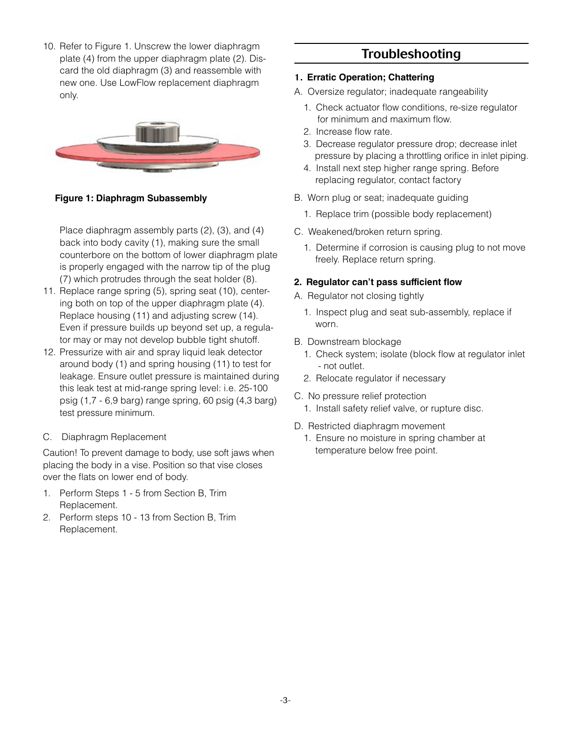10. Refer to Figure 1. Unscrew the lower diaphragm plate (4) from the upper diaphragm plate (2). Discard the old diaphragm (3) and reassemble with new one. Use LowFlow replacement diaphragm only.

**Figure 1: Diaphragm Subassembly**

    Place diaphragm assembly parts (2), (3), and (4) back into body cavity (1), making sure the small counterbore on the bottom of lower diaphragm plate is properly engaged with the narrow tip of the plug (7) which protrudes through the seat holder (8).

11. Replace range spring (5), spring seat (10), centering both on top of the upper diaphragm plate (4). Replace housing (11) and adjusting screw (14). Even if pressure builds up beyond set up, a regulator may or may not develop bubble tight shutoff.
12. Pressurize with air and spray liquid leak detector around body (1) and spring housing (11) to test for leakage. Ensure outlet pressure is maintained during this leak test at mid-range spring level: i.e. 25-100 psig (1,7 - 6,9 barg) range spring, 60 psig (4,3 barg) test pressure minimum.

C. Diaphragm Replacement

Caution! To prevent damage to body, use soft jaws when placing the body in a vise. Position so that vise closes over the flats on lower end of body.

1. Perform Steps 1 - 5 from Section B, Trim Replacement.
2. Perform steps 10 - 13 from Section B, Trim Replacement.

## Troubleshooting

**1. Erratic Operation; Chattering**

A. Oversize regulator; inadequate rangeability

1. Check actuator flow conditions, re-size regulator for minimum and maximum flow.
2. Increase flow rate.
3. Decrease regulator pressure drop; decrease inlet pressure by placing a throttling orifice in inlet piping.
4. Install next step higher range spring. Before replacing regulator, contact factory

B. Worn plug or seat; inadequate guiding

1. Replace trim (possible body replacement)

C. Weakened/broken return spring.

1. Determine if corrosion is causing plug to not move freely. Replace return spring.

**2. Regulator can't pass sufficient flow**

A. Regulator not closing tightly

1. Inspect plug and seat sub-assembly, replace if worn.

B. Downstream blockage

1. Check system; isolate (block flow at regulator inlet - not outlet.
2. Relocate regulator if necessary

C. No pressure relief protection

1. Install safety relief valve, or rupture disc.

D. Restricted diaphragm movement

1. Ensure no moisture in spring chamber at temperature below free point.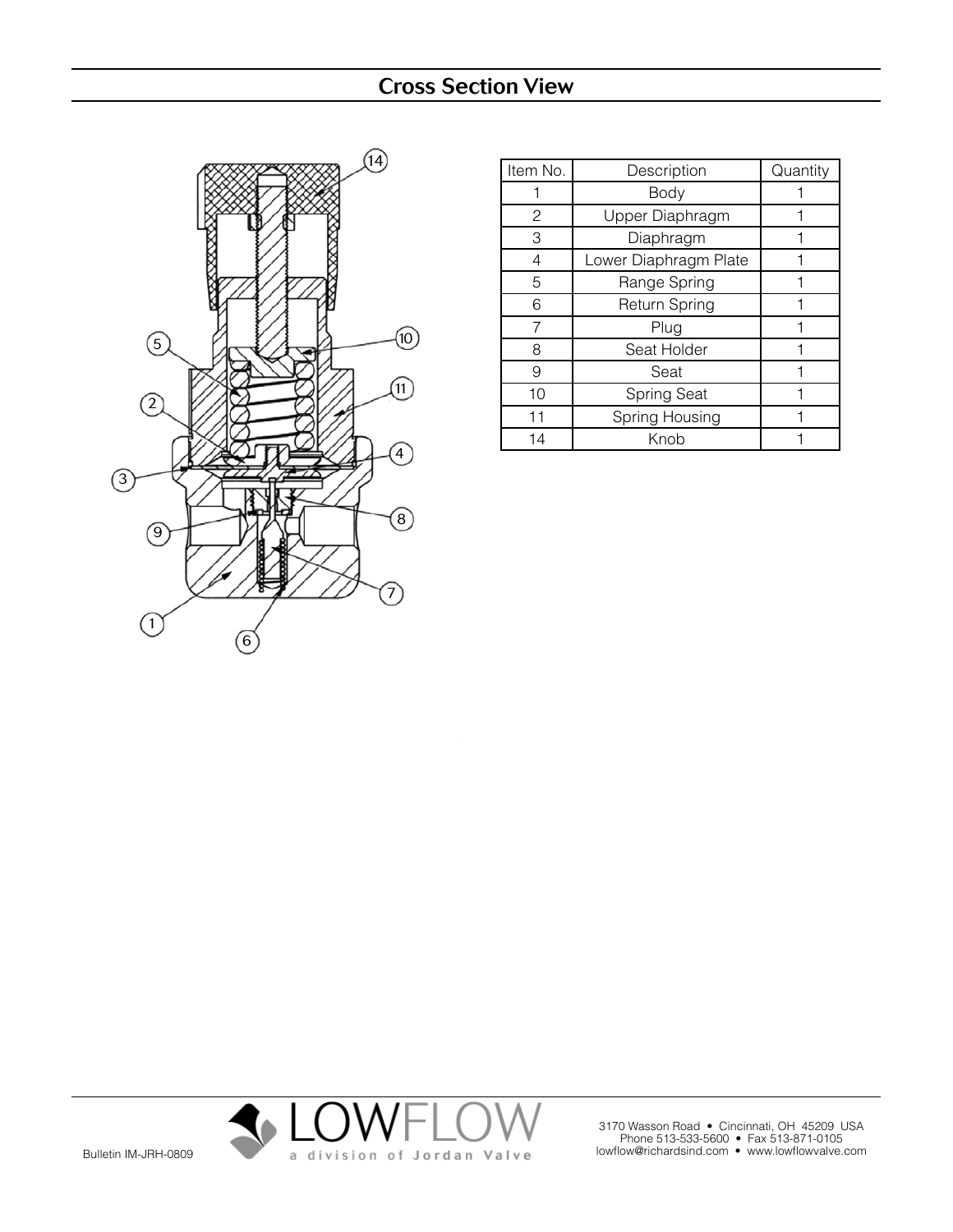## Cross Section View

| Item No. | Description | Quantity |
|---|---|---|
| 1 | Body | 1 |
| 2 | Upper Diaphragm | 1 |
| 3 | Diaphragm | 1 |
| 4 | Lower Diaphragm Plate | 1 |
| 5 | Range Spring | 1 |
| 6 | Return Spring | 1 |
| 7 | Plug | 1 |
| 8 | Seat Holder | 1 |
| 9 | Seat | 1 |
| 10 | Spring Seat | 1 |
| 11 | Spring Housing | 1 |
| 14 | Knob | 1 |

Bulletin IM-JRH-0809

LOWFLOW a division of Jordan Valve

3170 Wasson Road • Cincinnati, OH 45209 USA
Phone 513-533-5600 • Fax 513-871-0105
lowflow@richardsind.com • www.lowflowvalve.com